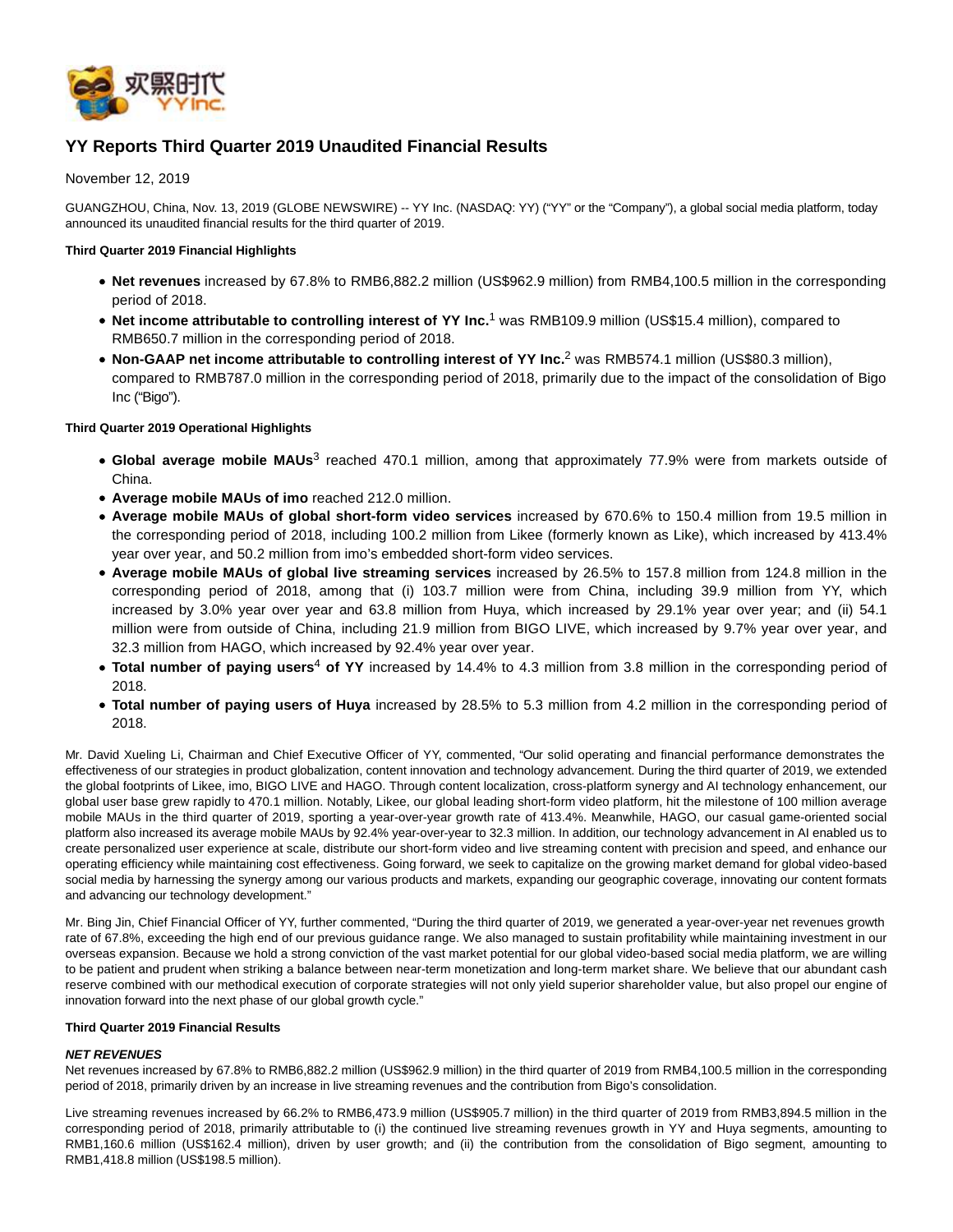# YY Reports Third Quarter 2019 Unaudited Financial Results

November 12, 2019

GUANGZHOU, China, Nov. 13, 2019 (GLOBE NEWSWIRE) -- YY Inc. (NASDAQ: YY) ("YY" or the "Company"), a global social media platform, today announced its unaudited financial results for the third quarter of 2019.

**Third Quarter 2019 Financial Highlights**

- **Net revenues** increased by 67.8% to RMB6,882.2 million (US$962.9 million) from RMB4,100.5 million in the corresponding period of 2018.
- **Net income attributable to controlling interest of YY Inc.**[1] was RMB109.9 million (US$15.4 million), compared to RMB650.7 million in the corresponding period of 2018.
- **Non-GAAP net income attributable to controlling interest of YY Inc.**[2] was RMB574.1 million (US$80.3 million), compared to RMB787.0 million in the corresponding period of 2018, primarily due to the impact of the consolidation of Bigo Inc ("Bigo").

**Third Quarter 2019 Operational Highlights**

- **Global average mobile MAUs**[3] reached 470.1 million, among that approximately 77.9% were from markets outside of China.
- **Average mobile MAUs of imo** reached 212.0 million.
- **Average mobile MAUs of global short-form video services** increased by 670.6% to 150.4 million from 19.5 million in the corresponding period of 2018, including 100.2 million from Likee (formerly known as Like), which increased by 413.4% year over year, and 50.2 million from imo's embedded short-form video services.
- **Average mobile MAUs of global live streaming services** increased by 26.5% to 157.8 million from 124.8 million in the corresponding period of 2018, among that (i) 103.7 million were from China, including 39.9 million from YY, which increased by 3.0% year over year and 63.8 million from Huya, which increased by 29.1% year over year; and (ii) 54.1 million were from outside of China, including 21.9 million from BIGO LIVE, which increased by 9.7% year over year, and 32.3 million from HAGO, which increased by 92.4% year over year.
- **Total number of paying users**[4] **of YY** increased by 14.4% to 4.3 million from 3.8 million in the corresponding period of 2018.
- **Total number of paying users of Huya** increased by 28.5% to 5.3 million from 4.2 million in the corresponding period of 2018.

Mr. David Xueling Li, Chairman and Chief Executive Officer of YY, commented, "Our solid operating and financial performance demonstrates the effectiveness of our strategies in product globalization, content innovation and technology advancement. During the third quarter of 2019, we extended the global footprints of Likee, imo, BIGO LIVE and HAGO. Through content localization, cross-platform synergy and AI technology enhancement, our global user base grew rapidly to 470.1 million. Notably, Likee, our global leading short-form video platform, hit the milestone of 100 million average mobile MAUs in the third quarter of 2019, sporting a year-over-year growth rate of 413.4%. Meanwhile, HAGO, our casual game-oriented social platform also increased its average mobile MAUs by 92.4% year-over-year to 32.3 million. In addition, our technology advancement in AI enabled us to create personalized user experience at scale, distribute our short-form video and live streaming content with precision and speed, and enhance our operating efficiency while maintaining cost effectiveness. Going forward, we seek to capitalize on the growing market demand for global video-based social media by harnessing the synergy among our various products and markets, expanding our geographic coverage, innovating our content formats and advancing our technology development."

Mr. Bing Jin, Chief Financial Officer of YY, further commented, "During the third quarter of 2019, we generated a year-over-year net revenues growth rate of 67.8%, exceeding the high end of our previous guidance range. We also managed to sustain profitability while maintaining investment in our overseas expansion. Because we hold a strong conviction of the vast market potential for our global video-based social media platform, we are willing to be patient and prudent when striking a balance between near-term monetization and long-term market share. We believe that our abundant cash reserve combined with our methodical execution of corporate strategies will not only yield superior shareholder value, but also propel our engine of innovation forward into the next phase of our global growth cycle."

**Third Quarter 2019 Financial Results**

***NET REVENUES***

Net revenues increased by 67.8% to RMB6,882.2 million (US$962.9 million) in the third quarter of 2019 from RMB4,100.5 million in the corresponding period of 2018, primarily driven by an increase in live streaming revenues and the contribution from Bigo's consolidation.

Live streaming revenues increased by 66.2% to RMB6,473.9 million (US$905.7 million) in the third quarter of 2019 from RMB3,894.5 million in the corresponding period of 2018, primarily attributable to (i) the continued live streaming revenues growth in YY and Huya segments, amounting to RMB1,160.6 million (US$162.4 million), driven by user growth; and (ii) the contribution from the consolidation of Bigo segment, amounting to RMB1,418.8 million (US$198.5 million).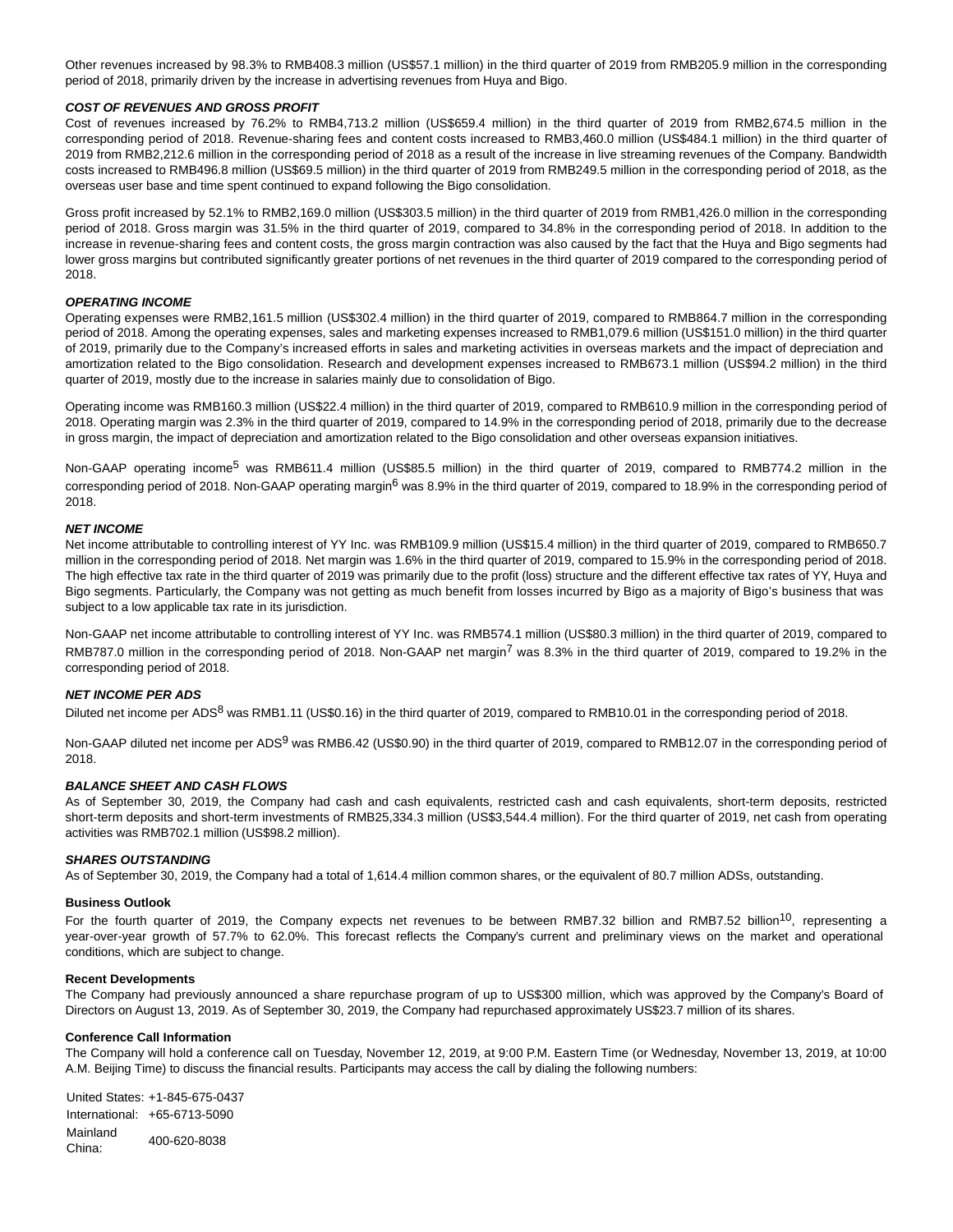Other revenues increased by 98.3% to RMB408.3 million (US$57.1 million) in the third quarter of 2019 from RMB205.9 million in the corresponding period of 2018, primarily driven by the increase in advertising revenues from Huya and Bigo.

***COST OF REVENUES AND GROSS PROFIT***

Cost of revenues increased by 76.2% to RMB4,713.2 million (US$659.4 million) in the third quarter of 2019 from RMB2,674.5 million in the corresponding period of 2018. Revenue-sharing fees and content costs increased to RMB3,460.0 million (US$484.1 million) in the third quarter of 2019 from RMB2,212.6 million in the corresponding period of 2018 as a result of the increase in live streaming revenues of the Company. Bandwidth costs increased to RMB496.8 million (US$69.5 million) in the third quarter of 2019 from RMB249.5 million in the corresponding period of 2018, as the overseas user base and time spent continued to expand following the Bigo consolidation.

Gross profit increased by 52.1% to RMB2,169.0 million (US$303.5 million) in the third quarter of 2019 from RMB1,426.0 million in the corresponding period of 2018. Gross margin was 31.5% in the third quarter of 2019, compared to 34.8% in the corresponding period of 2018. In addition to the increase in revenue-sharing fees and content costs, the gross margin contraction was also caused by the fact that the Huya and Bigo segments had lower gross margins but contributed significantly greater portions of net revenues in the third quarter of 2019 compared to the corresponding period of 2018.

***OPERATING INCOME***

Operating expenses were RMB2,161.5 million (US$302.4 million) in the third quarter of 2019, compared to RMB864.7 million in the corresponding period of 2018. Among the operating expenses, sales and marketing expenses increased to RMB1,079.6 million (US$151.0 million) in the third quarter of 2019, primarily due to the Company's increased efforts in sales and marketing activities in overseas markets and the impact of depreciation and amortization related to the Bigo consolidation. Research and development expenses increased to RMB673.1 million (US$94.2 million) in the third quarter of 2019, mostly due to the increase in salaries mainly due to consolidation of Bigo.

Operating income was RMB160.3 million (US$22.4 million) in the third quarter of 2019, compared to RMB610.9 million in the corresponding period of 2018. Operating margin was 2.3% in the third quarter of 2019, compared to 14.9% in the corresponding period of 2018, primarily due to the decrease in gross margin, the impact of depreciation and amortization related to the Bigo consolidation and other overseas expansion initiatives.

Non-GAAP operating income[5] was RMB611.4 million (US$85.5 million) in the third quarter of 2019, compared to RMB774.2 million in the corresponding period of 2018. Non-GAAP operating margin[6] was 8.9% in the third quarter of 2019, compared to 18.9% in the corresponding period of 2018.

***NET INCOME***

Net income attributable to controlling interest of YY Inc. was RMB109.9 million (US$15.4 million) in the third quarter of 2019, compared to RMB650.7 million in the corresponding period of 2018. Net margin was 1.6% in the third quarter of 2019, compared to 15.9% in the corresponding period of 2018. The high effective tax rate in the third quarter of 2019 was primarily due to the profit (loss) structure and the different effective tax rates of YY, Huya and Bigo segments. Particularly, the Company was not getting as much benefit from losses incurred by Bigo as a majority of Bigo's business that was subject to a low applicable tax rate in its jurisdiction.

Non-GAAP net income attributable to controlling interest of YY Inc. was RMB574.1 million (US$80.3 million) in the third quarter of 2019, compared to RMB787.0 million in the corresponding period of 2018. Non-GAAP net margin[7] was 8.3% in the third quarter of 2019, compared to 19.2% in the corresponding period of 2018.

***NET INCOME PER ADS***

Diluted net income per ADS[8] was RMB1.11 (US$0.16) in the third quarter of 2019, compared to RMB10.01 in the corresponding period of 2018.

Non-GAAP diluted net income per ADS[9] was RMB6.42 (US$0.90) in the third quarter of 2019, compared to RMB12.07 in the corresponding period of 2018.

***BALANCE SHEET AND CASH FLOWS***

As of September 30, 2019, the Company had cash and cash equivalents, restricted cash and cash equivalents, short-term deposits, restricted short-term deposits and short-term investments of RMB25,334.3 million (US$3,544.4 million). For the third quarter of 2019, net cash from operating activities was RMB702.1 million (US$98.2 million).

***SHARES OUTSTANDING***

As of September 30, 2019, the Company had a total of 1,614.4 million common shares, or the equivalent of 80.7 million ADSs, outstanding.

**Business Outlook**

For the fourth quarter of 2019, the Company expects net revenues to be between RMB7.32 billion and RMB7.52 billion[10], representing a year-over-year growth of 57.7% to 62.0%. This forecast reflects the Company's current and preliminary views on the market and operational conditions, which are subject to change.

**Recent Developments**

The Company had previously announced a share repurchase program of up to US$300 million, which was approved by the Company's Board of Directors on August 13, 2019. As of September 30, 2019, the Company had repurchased approximately US$23.7 million of its shares.

**Conference Call Information**

The Company will hold a conference call on Tuesday, November 12, 2019, at 9:00 P.M. Eastern Time (or Wednesday, November 13, 2019, at 10:00 A.M. Beijing Time) to discuss the financial results. Participants may access the call by dialing the following numbers:

| | |
|---|---|
| United States: | +1-845-675-0437 |
| International: | +65-6713-5090 |
| Mainland China: | 400-620-8038 |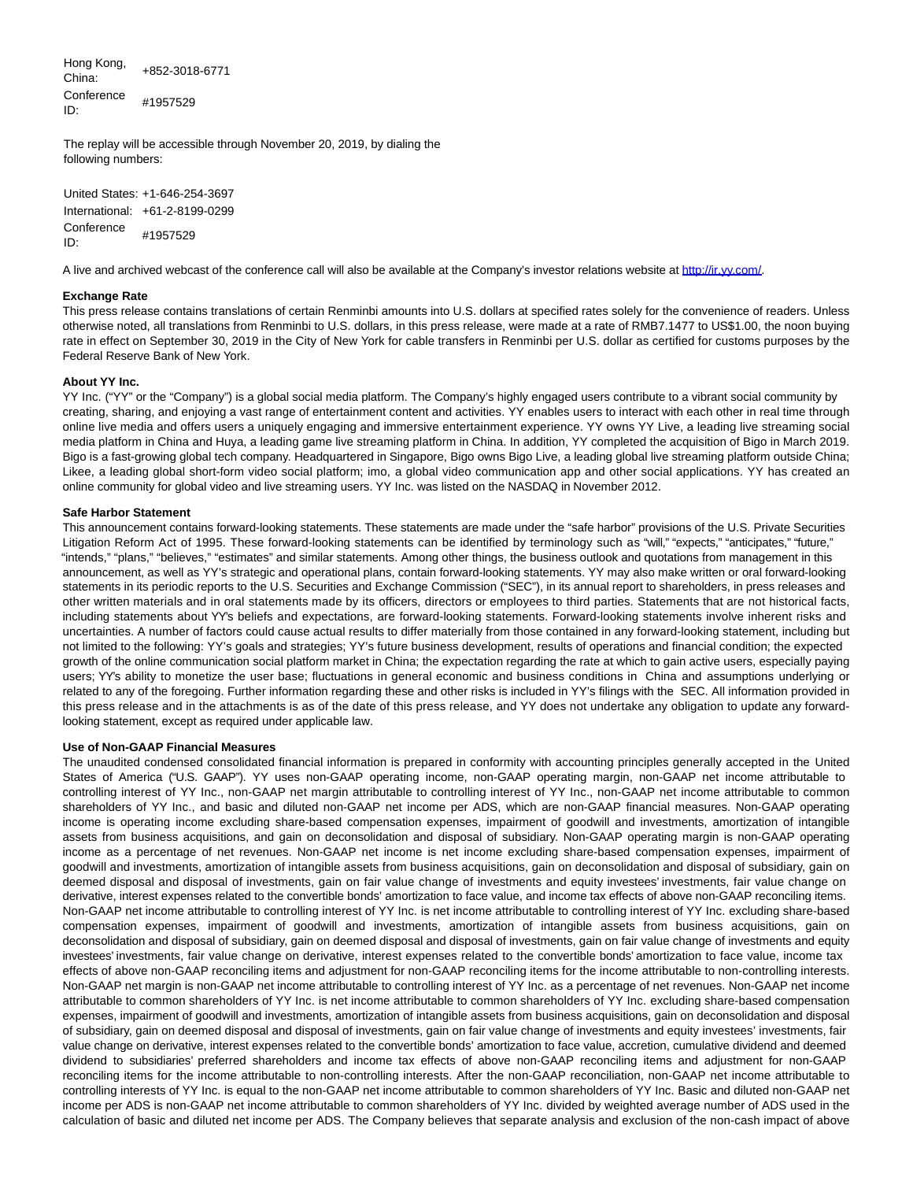| | |
|---|---|
| Hong Kong, China: | +852-3018-6771 |
| Conference ID: | #1957529 |

The replay will be accessible through November 20, 2019, by dialing the following numbers:

| | |
|---|---|
| United States: | +1-646-254-3697 |
| International: | +61-2-8199-0299 |
| Conference ID: | #1957529 |

A live and archived webcast of the conference call will also be available at the Company's investor relations website at http://ir.yy.com/.

**Exchange Rate**

This press release contains translations of certain Renminbi amounts into U.S. dollars at specified rates solely for the convenience of readers. Unless otherwise noted, all translations from Renminbi to U.S. dollars, in this press release, were made at a rate of RMB7.1477 to US$1.00, the noon buying rate in effect on September 30, 2019 in the City of New York for cable transfers in Renminbi per U.S. dollar as certified for customs purposes by the Federal Reserve Bank of New York.

**About YY Inc.**

YY Inc. ("YY" or the "Company") is a global social media platform. The Company's highly engaged users contribute to a vibrant social community by creating, sharing, and enjoying a vast range of entertainment content and activities. YY enables users to interact with each other in real time through online live media and offers users a uniquely engaging and immersive entertainment experience. YY owns YY Live, a leading live streaming social media platform in China and Huya, a leading game live streaming platform in China. In addition, YY completed the acquisition of Bigo in March 2019. Bigo is a fast-growing global tech company. Headquartered in Singapore, Bigo owns Bigo Live, a leading global live streaming platform outside China; Likee, a leading global short-form video social platform; imo, a global video communication app and other social applications. YY has created an online community for global video and live streaming users. YY Inc. was listed on the NASDAQ in November 2012.

**Safe Harbor Statement**

This announcement contains forward-looking statements. These statements are made under the "safe harbor" provisions of the U.S. Private Securities Litigation Reform Act of 1995. These forward-looking statements can be identified by terminology such as "will," "expects," "anticipates," "future," "intends," "plans," "believes," "estimates" and similar statements. Among other things, the business outlook and quotations from management in this announcement, as well as YY's strategic and operational plans, contain forward-looking statements. YY may also make written or oral forward-looking statements in its periodic reports to the U.S. Securities and Exchange Commission ("SEC"), in its annual report to shareholders, in press releases and other written materials and in oral statements made by its officers, directors or employees to third parties. Statements that are not historical facts, including statements about YY's beliefs and expectations, are forward-looking statements. Forward-looking statements involve inherent risks and uncertainties. A number of factors could cause actual results to differ materially from those contained in any forward-looking statement, including but not limited to the following: YY's goals and strategies; YY's future business development, results of operations and financial condition; the expected growth of the online communication social platform market in China; the expectation regarding the rate at which to gain active users, especially paying users; YY's ability to monetize the user base; fluctuations in general economic and business conditions in China and assumptions underlying or related to any of the foregoing. Further information regarding these and other risks is included in YY's filings with the SEC. All information provided in this press release and in the attachments is as of the date of this press release, and YY does not undertake any obligation to update any forward-looking statement, except as required under applicable law.

**Use of Non-GAAP Financial Measures**

The unaudited condensed consolidated financial information is prepared in conformity with accounting principles generally accepted in the United States of America ("U.S. GAAP"). YY uses non-GAAP operating income, non-GAAP operating margin, non-GAAP net income attributable to controlling interest of YY Inc., non-GAAP net margin attributable to controlling interest of YY Inc., non-GAAP net income attributable to common shareholders of YY Inc., and basic and diluted non-GAAP net income per ADS, which are non-GAAP financial measures. Non-GAAP operating income is operating income excluding share-based compensation expenses, impairment of goodwill and investments, amortization of intangible assets from business acquisitions, and gain on deconsolidation and disposal of subsidiary. Non-GAAP operating margin is non-GAAP operating income as a percentage of net revenues. Non-GAAP net income is net income excluding share-based compensation expenses, impairment of goodwill and investments, amortization of intangible assets from business acquisitions, gain on deconsolidation and disposal of subsidiary, gain on deemed disposal and disposal of investments, gain on fair value change of investments and equity investees' investments, fair value change on derivative, interest expenses related to the convertible bonds' amortization to face value, and income tax effects of above non-GAAP reconciling items. Non-GAAP net income attributable to controlling interest of YY Inc. is net income attributable to controlling interest of YY Inc. excluding share-based compensation expenses, impairment of goodwill and investments, amortization of intangible assets from business acquisitions, gain on deconsolidation and disposal of subsidiary, gain on deemed disposal and disposal of investments, gain on fair value change of investments and equity investees' investments, fair value change on derivative, interest expenses related to the convertible bonds' amortization to face value, income tax effects of above non-GAAP reconciling items and adjustment for non-GAAP reconciling items for the income attributable to non-controlling interests. Non-GAAP net margin is non-GAAP net income attributable to controlling interest of YY Inc. as a percentage of net revenues. Non-GAAP net income attributable to common shareholders of YY Inc. is net income attributable to common shareholders of YY Inc. excluding share-based compensation expenses, impairment of goodwill and investments, amortization of intangible assets from business acquisitions, gain on deconsolidation and disposal of subsidiary, gain on deemed disposal and disposal of investments, gain on fair value change of investments and equity investees' investments, fair value change on derivative, interest expenses related to the convertible bonds' amortization to face value, accretion, cumulative dividend and deemed dividend to subsidiaries' preferred shareholders and income tax effects of above non-GAAP reconciling items and adjustment for non-GAAP reconciling items for the income attributable to non-controlling interests. After the non-GAAP reconciliation, non-GAAP net income attributable to controlling interests of YY Inc. is equal to the non-GAAP net income attributable to common shareholders of YY Inc. Basic and diluted non-GAAP net income per ADS is non-GAAP net income attributable to common shareholders of YY Inc. divided by weighted average number of ADS used in the calculation of basic and diluted net income per ADS. The Company believes that separate analysis and exclusion of the non-cash impact of above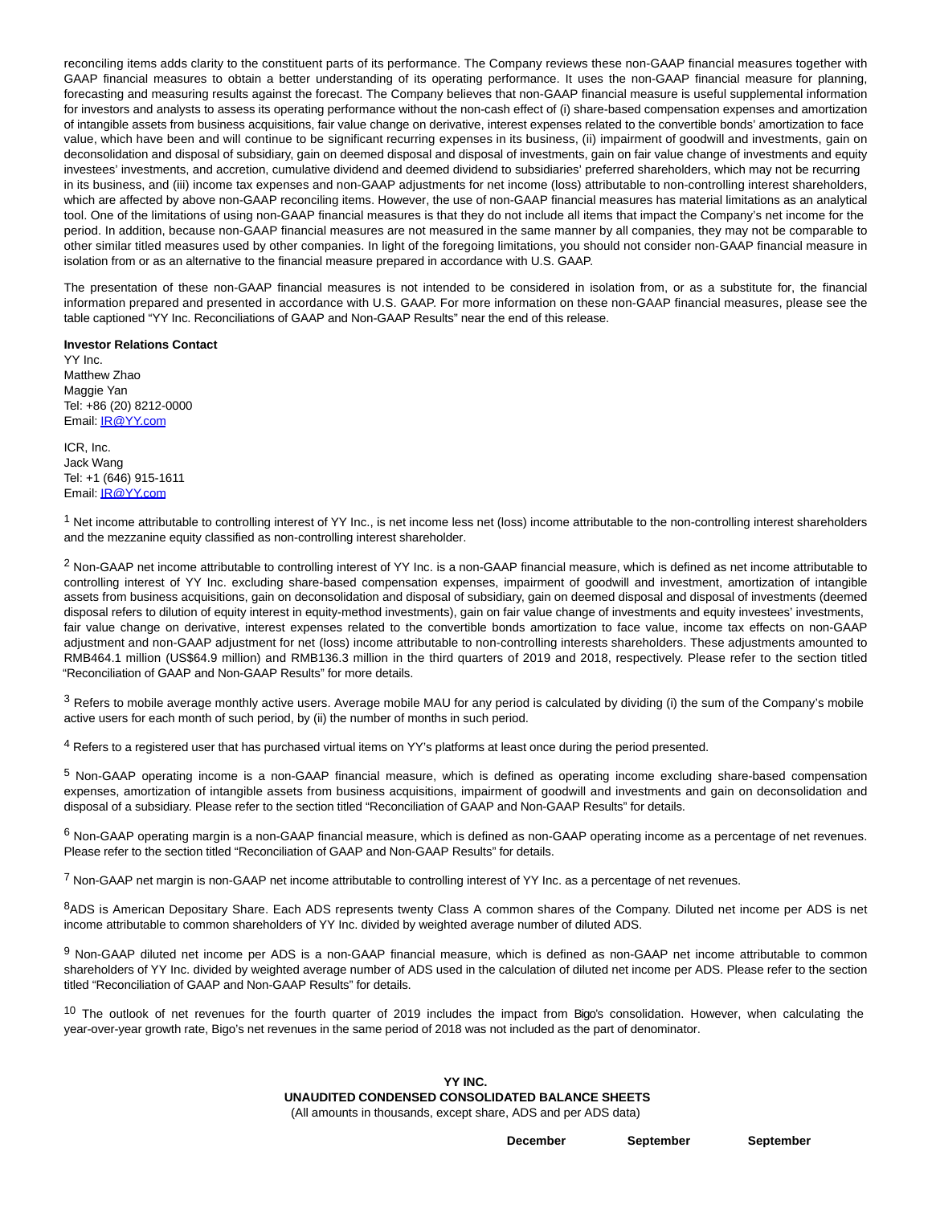reconciling items adds clarity to the constituent parts of its performance. The Company reviews these non-GAAP financial measures together with GAAP financial measures to obtain a better understanding of its operating performance. It uses the non-GAAP financial measure for planning, forecasting and measuring results against the forecast. The Company believes that non-GAAP financial measure is useful supplemental information for investors and analysts to assess its operating performance without the non-cash effect of (i) share-based compensation expenses and amortization of intangible assets from business acquisitions, fair value change on derivative, interest expenses related to the convertible bonds' amortization to face value, which have been and will continue to be significant recurring expenses in its business, (ii) impairment of goodwill and investments, gain on deconsolidation and disposal of subsidiary, gain on deemed disposal and disposal of investments, gain on fair value change of investments and equity investees' investments, and accretion, cumulative dividend and deemed dividend to subsidiaries' preferred shareholders, which may not be recurring in its business, and (iii) income tax expenses and non-GAAP adjustments for net income (loss) attributable to non-controlling interest shareholders, which are affected by above non-GAAP reconciling items. However, the use of non-GAAP financial measures has material limitations as an analytical tool. One of the limitations of using non-GAAP financial measures is that they do not include all items that impact the Company's net income for the period. In addition, because non-GAAP financial measures are not measured in the same manner by all companies, they may not be comparable to other similar titled measures used by other companies. In light of the foregoing limitations, you should not consider non-GAAP financial measure in isolation from or as an alternative to the financial measure prepared in accordance with U.S. GAAP.

The presentation of these non-GAAP financial measures is not intended to be considered in isolation from, or as a substitute for, the financial information prepared and presented in accordance with U.S. GAAP. For more information on these non-GAAP financial measures, please see the table captioned "YY Inc. Reconciliations of GAAP and Non-GAAP Results" near the end of this release.

**Investor Relations Contact**
YY Inc.
Matthew Zhao
Maggie Yan
Tel: +86 (20) 8212-0000
Email: IR@YY.com

ICR, Inc.
Jack Wang
Tel: +1 (646) 915-1611
Email: IR@YY.com

[1] Net income attributable to controlling interest of YY Inc., is net income less net (loss) income attributable to the non-controlling interest shareholders and the mezzanine equity classified as non-controlling interest shareholder.

[2] Non-GAAP net income attributable to controlling interest of YY Inc. is a non-GAAP financial measure, which is defined as net income attributable to controlling interest of YY Inc. excluding share-based compensation expenses, impairment of goodwill and investment, amortization of intangible assets from business acquisitions, gain on deconsolidation and disposal of subsidiary, gain on deemed disposal and disposal of investments (deemed disposal refers to dilution of equity interest in equity-method investments), gain on fair value change of investments and equity investees' investments, fair value change on derivative, interest expenses related to the convertible bonds amortization to face value, income tax effects on non-GAAP adjustment and non-GAAP adjustment for net (loss) income attributable to non-controlling interests shareholders. These adjustments amounted to RMB464.1 million (US$64.9 million) and RMB136.3 million in the third quarters of 2019 and 2018, respectively. Please refer to the section titled "Reconciliation of GAAP and Non-GAAP Results" for more details.

[3] Refers to mobile average monthly active users. Average mobile MAU for any period is calculated by dividing (i) the sum of the Company's mobile active users for each month of such period, by (ii) the number of months in such period.

[4] Refers to a registered user that has purchased virtual items on YY's platforms at least once during the period presented.

[5] Non-GAAP operating income is a non-GAAP financial measure, which is defined as operating income excluding share-based compensation expenses, amortization of intangible assets from business acquisitions, impairment of goodwill and investments and gain on deconsolidation and disposal of a subsidiary. Please refer to the section titled "Reconciliation of GAAP and Non-GAAP Results" for details.

[6] Non-GAAP operating margin is a non-GAAP financial measure, which is defined as non-GAAP operating income as a percentage of net revenues. Please refer to the section titled "Reconciliation of GAAP and Non-GAAP Results" for details.

[7] Non-GAAP net margin is non-GAAP net income attributable to controlling interest of YY Inc. as a percentage of net revenues.

[8] ADS is American Depositary Share. Each ADS represents twenty Class A common shares of the Company. Diluted net income per ADS is net income attributable to common shareholders of YY Inc. divided by weighted average number of diluted ADS.

[9] Non-GAAP diluted net income per ADS is a non-GAAP financial measure, which is defined as non-GAAP net income attributable to common shareholders of YY Inc. divided by weighted average number of ADS used in the calculation of diluted net income per ADS. Please refer to the section titled "Reconciliation of GAAP and Non-GAAP Results" for details.

[10] The outlook of net revenues for the fourth quarter of 2019 includes the impact from Bigo's consolidation. However, when calculating the year-over-year growth rate, Bigo's net revenues in the same period of 2018 was not included as the part of denominator.

**YY INC.**
**UNAUDITED CONDENSED CONSOLIDATED BALANCE SHEETS**
(All amounts in thousands, except share, ADS and per ADS data)

| | December | September | September |
|---|---|---|---|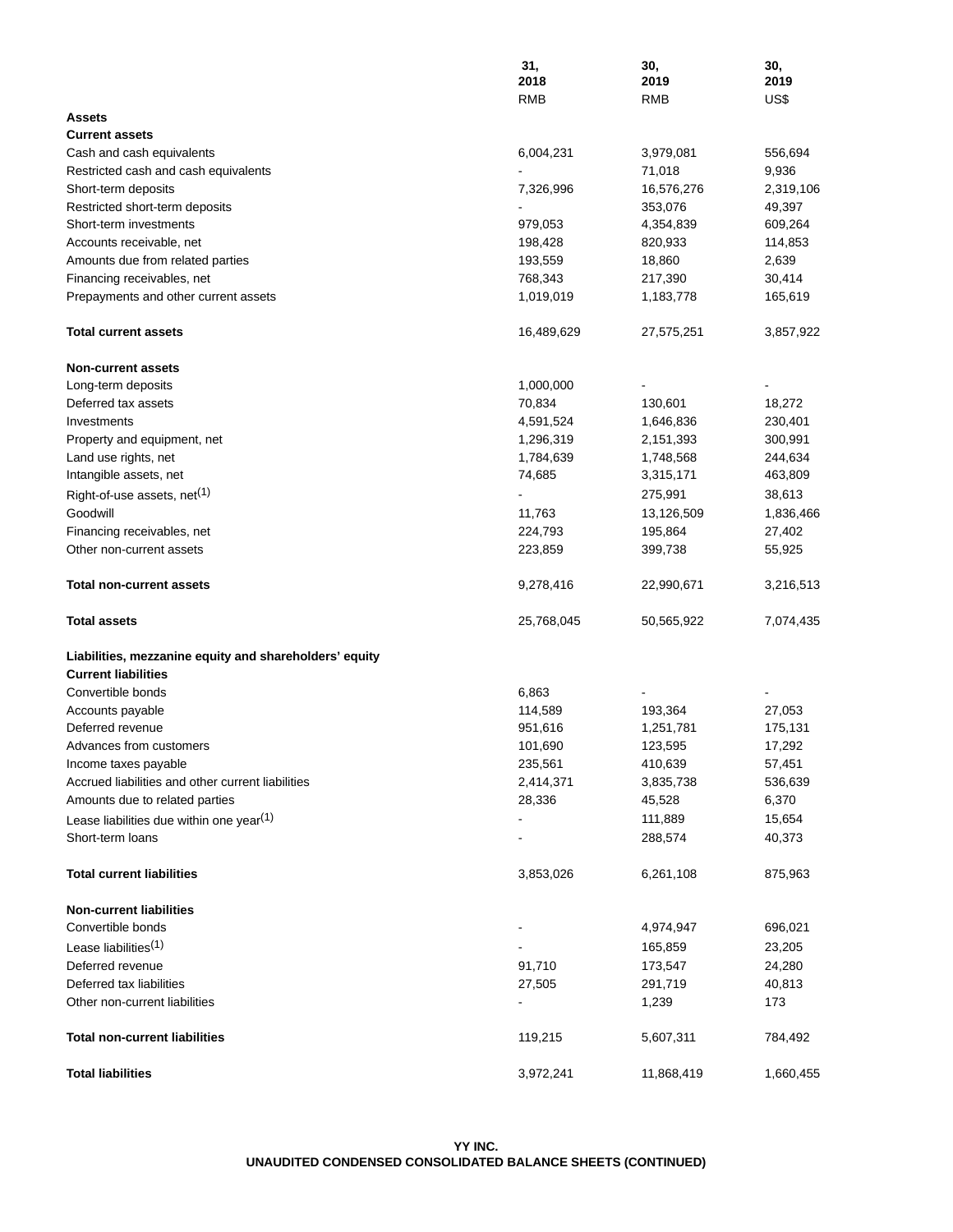| | 31, 2018 | 30, 2019 | 30, 2019 |
|---|---|---|---|
| | RMB | RMB | US$ |
| **Assets** | | | |
| **Current assets** | | | |
| Cash and cash equivalents | 6,004,231 | 3,979,081 | 556,694 |
| Restricted cash and cash equivalents | - | 71,018 | 9,936 |
| Short-term deposits | 7,326,996 | 16,576,276 | 2,319,106 |
| Restricted short-term deposits | - | 353,076 | 49,397 |
| Short-term investments | 979,053 | 4,354,839 | 609,264 |
| Accounts receivable, net | 198,428 | 820,933 | 114,853 |
| Amounts due from related parties | 193,559 | 18,860 | 2,639 |
| Financing receivables, net | 768,343 | 217,390 | 30,414 |
| Prepayments and other current assets | 1,019,019 | 1,183,778 | 165,619 |
| **Total current assets** | 16,489,629 | 27,575,251 | 3,857,922 |
| **Non-current assets** | | | |
| Long-term deposits | 1,000,000 | - | - |
| Deferred tax assets | 70,834 | 130,601 | 18,272 |
| Investments | 4,591,524 | 1,646,836 | 230,401 |
| Property and equipment, net | 1,296,319 | 2,151,393 | 300,991 |
| Land use rights, net | 1,784,639 | 1,748,568 | 244,634 |
| Intangible assets, net | 74,685 | 3,315,171 | 463,809 |
| Right-of-use assets, net(1) | - | 275,991 | 38,613 |
| Goodwill | 11,763 | 13,126,509 | 1,836,466 |
| Financing receivables, net | 224,793 | 195,864 | 27,402 |
| Other non-current assets | 223,859 | 399,738 | 55,925 |
| **Total non-current assets** | 9,278,416 | 22,990,671 | 3,216,513 |
| **Total assets** | 25,768,045 | 50,565,922 | 7,074,435 |
| **Liabilities, mezzanine equity and shareholders' equity** | | | |
| **Current liabilities** | | | |
| Convertible bonds | 6,863 | - | - |
| Accounts payable | 114,589 | 193,364 | 27,053 |
| Deferred revenue | 951,616 | 1,251,781 | 175,131 |
| Advances from customers | 101,690 | 123,595 | 17,292 |
| Income taxes payable | 235,561 | 410,639 | 57,451 |
| Accrued liabilities and other current liabilities | 2,414,371 | 3,835,738 | 536,639 |
| Amounts due to related parties | 28,336 | 45,528 | 6,370 |
| Lease liabilities due within one year(1) | - | 111,889 | 15,654 |
| Short-term loans | - | 288,574 | 40,373 |
| **Total current liabilities** | 3,853,026 | 6,261,108 | 875,963 |
| **Non-current liabilities** | | | |
| Convertible bonds | - | 4,974,947 | 696,021 |
| Lease liabilities(1) | - | 165,859 | 23,205 |
| Deferred revenue | 91,710 | 173,547 | 24,280 |
| Deferred tax liabilities | 27,505 | 291,719 | 40,813 |
| Other non-current liabilities | - | 1,239 | 173 |
| **Total non-current liabilities** | 119,215 | 5,607,311 | 784,492 |
| **Total liabilities** | 3,972,241 | 11,868,419 | 1,660,455 |

**YY INC.**
**UNAUDITED CONDENSED CONSOLIDATED BALANCE SHEETS (CONTINUED)**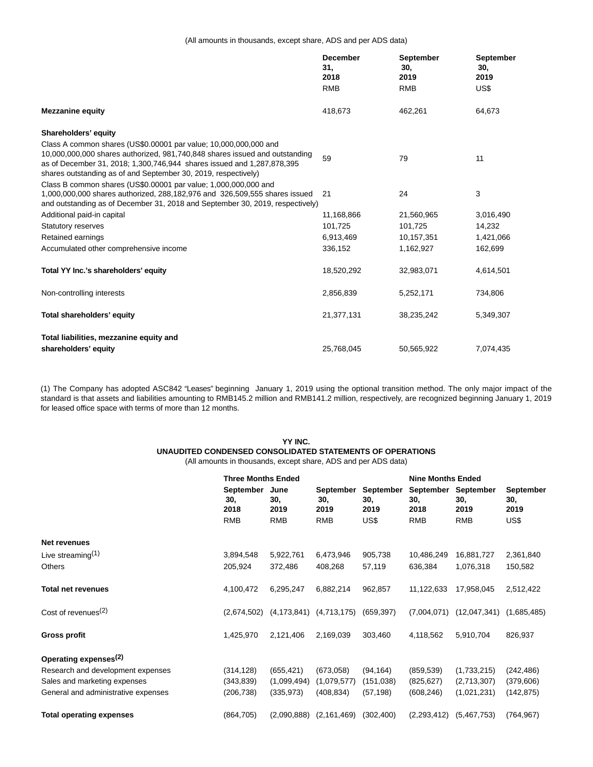(All amounts in thousands, except share, ADS and per ADS data)

| | December 31, 2018 | September 30, 2019 | September 30, 2019 |
|---|---|---|---|
| | RMB | RMB | US$ |
| **Mezzanine equity** | 418,673 | 462,261 | 64,673 |
| **Shareholders' equity** | | | |
| Class A common shares (US$0.00001 par value; 10,000,000,000 and 10,000,000,000 shares authorized, 981,740,848 shares issued and outstanding as of December 31, 2018; 1,300,746,944 shares issued and 1,287,878,395 shares outstanding as of and September 30, 2019, respectively) | 59 | 79 | 11 |
| Class B common shares (US$0.00001 par value; 1,000,000,000 and 1,000,000,000 shares authorized, 288,182,976 and 326,509,555 shares issued and outstanding as of December 31, 2018 and September 30, 2019, respectively) | 21 | 24 | 3 |
| Additional paid-in capital | 11,168,866 | 21,560,965 | 3,016,490 |
| Statutory reserves | 101,725 | 101,725 | 14,232 |
| Retained earnings | 6,913,469 | 10,157,351 | 1,421,066 |
| Accumulated other comprehensive income | 336,152 | 1,162,927 | 162,699 |
| **Total YY Inc.'s shareholders' equity** | 18,520,292 | 32,983,071 | 4,614,501 |
| Non-controlling interests | 2,856,839 | 5,252,171 | 734,806 |
| **Total shareholders' equity** | 21,377,131 | 38,235,242 | 5,349,307 |
| **Total liabilities, mezzanine equity and shareholders' equity** | 25,768,045 | 50,565,922 | 7,074,435 |

(1) The Company has adopted ASC842 "Leases" beginning January 1, 2019 using the optional transition method. The only major impact of the standard is that assets and liabilities amounting to RMB145.2 million and RMB141.2 million, respectively, are recognized beginning January 1, 2019 for leased office space with terms of more than 12 months.

**YY INC.**
**UNAUDITED CONDENSED CONSOLIDATED STATEMENTS OF OPERATIONS**
(All amounts in thousands, except share, ADS and per ADS data)

| | Three Months Ended | | | | Nine Months Ended | | |
|---|---|---|---|---|---|---|---|
| | September 30, 2018 | June 30, 2019 | September 30, 2019 | September 30, 2019 | September 30, 2018 | September 30, 2019 | September 30, 2019 |
| | RMB | RMB | RMB | US$ | RMB | RMB | US$ |
| **Net revenues** | | | | | | | |
| Live streaming[1] | 3,894,548 | 5,922,761 | 6,473,946 | 905,738 | 10,486,249 | 16,881,727 | 2,361,840 |
| Others | 205,924 | 372,486 | 408,268 | 57,119 | 636,384 | 1,076,318 | 150,582 |
| **Total net revenues** | 4,100,472 | 6,295,247 | 6,882,214 | 962,857 | 11,122,633 | 17,958,045 | 2,512,422 |
| Cost of revenues[2] | (2,674,502) | (4,173,841) | (4,713,175) | (659,397) | (7,004,071) | (12,047,341) | (1,685,485) |
| **Gross profit** | 1,425,970 | 2,121,406 | 2,169,039 | 303,460 | 4,118,562 | 5,910,704 | 826,937 |
| **Operating expenses[2]** | | | | | | | |
| Research and development expenses | (314,128) | (655,421) | (673,058) | (94,164) | (859,539) | (1,733,215) | (242,486) |
| Sales and marketing expenses | (343,839) | (1,099,494) | (1,079,577) | (151,038) | (825,627) | (2,713,307) | (379,606) |
| General and administrative expenses | (206,738) | (335,973) | (408,834) | (57,198) | (608,246) | (1,021,231) | (142,875) |
| **Total operating expenses** | (864,705) | (2,090,888) | (2,161,469) | (302,400) | (2,293,412) | (5,467,753) | (764,967) |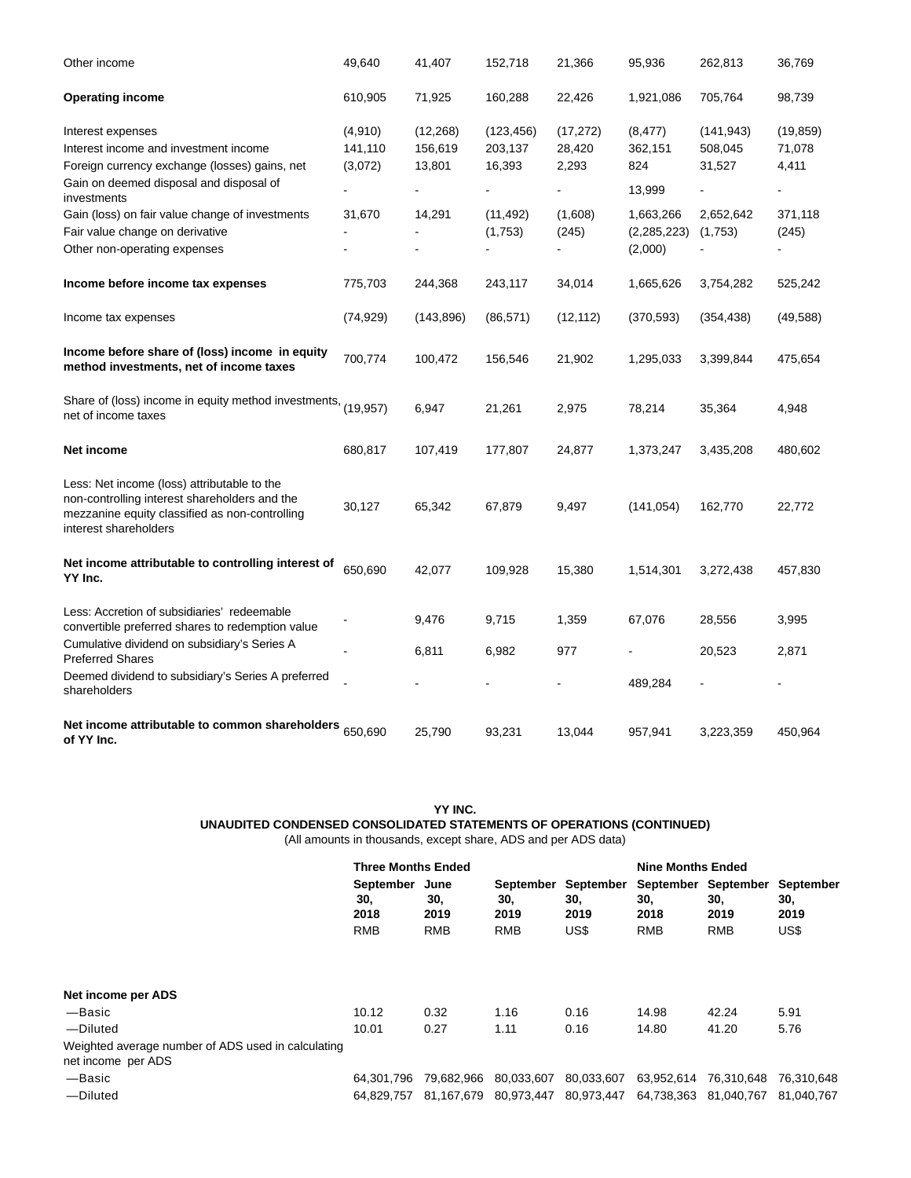| | | | | | | | |
|---|---|---|---|---|---|---|---|
| Other income | 49,640 | 41,407 | 152,718 | 21,366 | 95,936 | 262,813 | 36,769 |
| **Operating income** | 610,905 | 71,925 | 160,288 | 22,426 | 1,921,086 | 705,764 | 98,739 |
| Interest expenses | (4,910) | (12,268) | (123,456) | (17,272) | (8,477) | (141,943) | (19,859) |
| Interest income and investment income | 141,110 | 156,619 | 203,137 | 28,420 | 362,151 | 508,045 | 71,078 |
| Foreign currency exchange (losses) gains, net | (3,072) | 13,801 | 16,393 | 2,293 | 824 | 31,527 | 4,411 |
| Gain on deemed disposal and disposal of investments | - | - | - | - | 13,999 | - | - |
| Gain (loss) on fair value change of investments | 31,670 | 14,291 | (11,492) | (1,608) | 1,663,266 | 2,652,642 | 371,118 |
| Fair value change on derivative | - | - | (1,753) | (245) | (2,285,223) | (1,753) | (245) |
| Other non-operating expenses | - | - | - | - | (2,000) | - | - |
| **Income before income tax expenses** | 775,703 | 244,368 | 243,117 | 34,014 | 1,665,626 | 3,754,282 | 525,242 |
| Income tax expenses | (74,929) | (143,896) | (86,571) | (12,112) | (370,593) | (354,438) | (49,588) |
| **Income before share of (loss) income in equity method investments, net of income taxes** | 700,774 | 100,472 | 156,546 | 21,902 | 1,295,033 | 3,399,844 | 475,654 |
| Share of (loss) income in equity method investments, net of income taxes | (19,957) | 6,947 | 21,261 | 2,975 | 78,214 | 35,364 | 4,948 |
| **Net income** | 680,817 | 107,419 | 177,807 | 24,877 | 1,373,247 | 3,435,208 | 480,602 |
| Less: Net income (loss) attributable to the non-controlling interest shareholders and the mezzanine equity classified as non-controlling interest shareholders | 30,127 | 65,342 | 67,879 | 9,497 | (141,054) | 162,770 | 22,772 |
| **Net income attributable to controlling interest of YY Inc.** | 650,690 | 42,077 | 109,928 | 15,380 | 1,514,301 | 3,272,438 | 457,830 |
| Less: Accretion of subsidiaries' redeemable convertible preferred shares to redemption value | - | 9,476 | 9,715 | 1,359 | 67,076 | 28,556 | 3,995 |
| Cumulative dividend on subsidiary's Series A Preferred Shares | - | 6,811 | 6,982 | 977 | - | 20,523 | 2,871 |
| Deemed dividend to subsidiary's Series A preferred shareholders | - | - | - | - | 489,284 | - | - |
| **Net income attributable to common shareholders of YY Inc.** | 650,690 | 25,790 | 93,231 | 13,044 | 957,941 | 3,223,359 | 450,964 |

**YY INC.**
**UNAUDITED CONDENSED CONSOLIDATED STATEMENTS OF OPERATIONS (CONTINUED)**
(All amounts in thousands, except share, ADS and per ADS data)

| | **Three Months Ended** | | | | **Nine Months Ended** | | |
|---|---|---|---|---|---|---|---|
| | **September 30, 2018** | **June 30, 2019** | **September 30, 2019** | **September 30, 2019** | **September 30, 2018** | **September 30, 2019** | **September 30, 2019** |
| | RMB | RMB | RMB | US$ | RMB | RMB | US$ |
| **Net income per ADS** | | | | | | | |
| —Basic | 10.12 | 0.32 | 1.16 | 0.16 | 14.98 | 42.24 | 5.91 |
| —Diluted | 10.01 | 0.27 | 1.11 | 0.16 | 14.80 | 41.20 | 5.76 |
| Weighted average number of ADS used in calculating net income per ADS | | | | | | | |
| —Basic | 64,301,796 | 79,682,966 | 80,033,607 | 80,033,607 | 63,952,614 | 76,310,648 | 76,310,648 |
| —Diluted | 64,829,757 | 81,167,679 | 80,973,447 | 80,973,447 | 64,738,363 | 81,040,767 | 81,040,767 |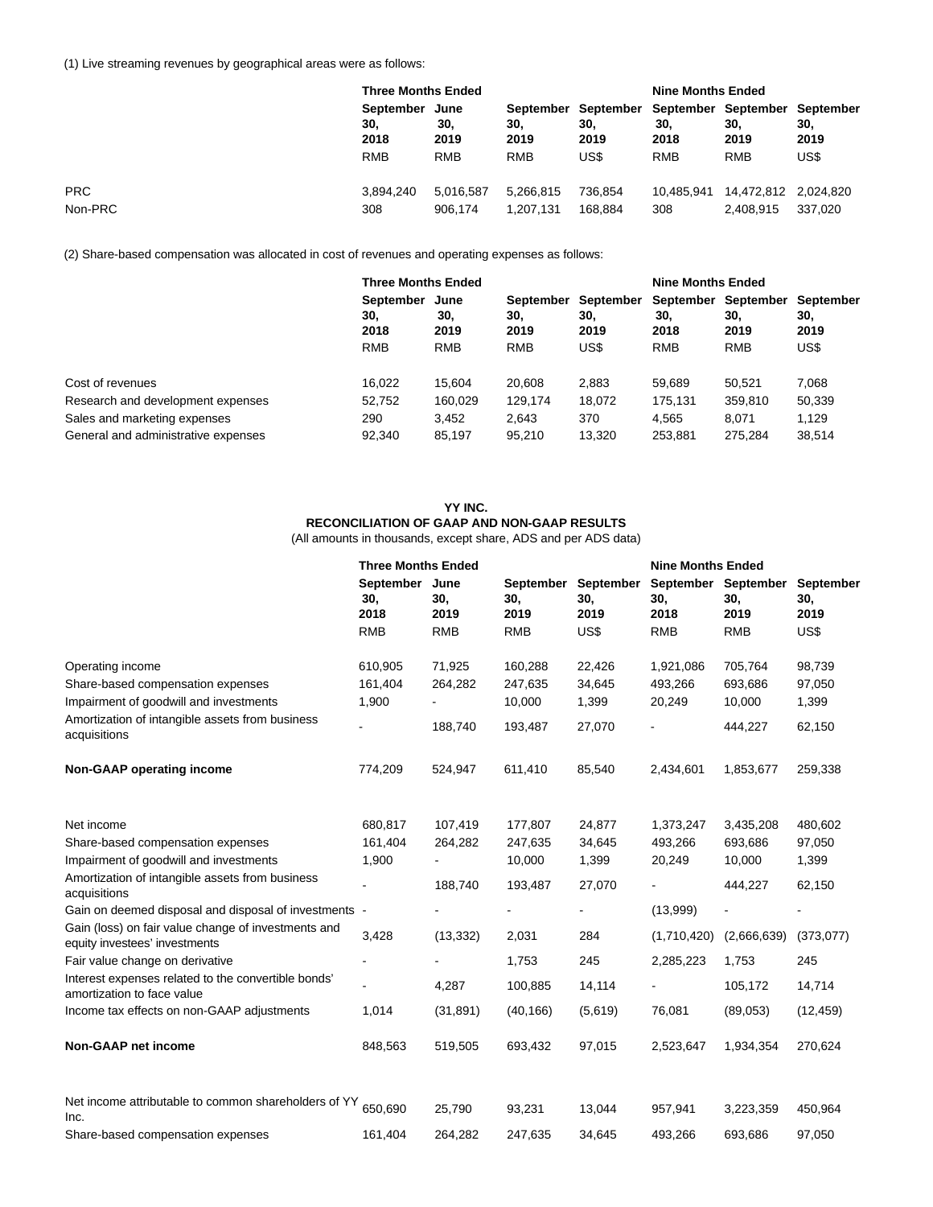(1) Live streaming revenues by geographical areas were as follows:

| | Three Months Ended | | | | Nine Months Ended | | |
|---|---|---|---|---|---|---|---|
| | September 30, 2018 | June 30, 2019 | September 30, 2019 | September 30, 2019 | September 30, 2018 | September 30, 2019 | September 30, 2019 |
| | RMB | RMB | RMB | US$ | RMB | RMB | US$ |
| PRC | 3,894,240 | 5,016,587 | 5,266,815 | 736,854 | 10,485,941 | 14,472,812 | 2,024,820 |
| Non-PRC | 308 | 906,174 | 1,207,131 | 168,884 | 308 | 2,408,915 | 337,020 |

(2) Share-based compensation was allocated in cost of revenues and operating expenses as follows:

| | Three Months Ended | | | | Nine Months Ended | | |
|---|---|---|---|---|---|---|---|
| | September 30, 2018 | June 30, 2019 | September 30, 2019 | September 30, 2019 | September 30, 2018 | September 30, 2019 | September 30, 2019 |
| | RMB | RMB | RMB | US$ | RMB | RMB | US$ |
| Cost of revenues | 16,022 | 15,604 | 20,608 | 2,883 | 59,689 | 50,521 | 7,068 |
| Research and development expenses | 52,752 | 160,029 | 129,174 | 18,072 | 175,131 | 359,810 | 50,339 |
| Sales and marketing expenses | 290 | 3,452 | 2,643 | 370 | 4,565 | 8,071 | 1,129 |
| General and administrative expenses | 92,340 | 85,197 | 95,210 | 13,320 | 253,881 | 275,284 | 38,514 |

**YY INC.**
**RECONCILIATION OF GAAP AND NON-GAAP RESULTS**
(All amounts in thousands, except share, ADS and per ADS data)

| | Three Months Ended | | | | Nine Months Ended | | |
|---|---|---|---|---|---|---|---|
| | September 30, 2018 | June 30, 2019 | September 30, 2019 | September 30, 2019 | September 30, 2018 | September 30, 2019 | September 30, 2019 |
| | RMB | RMB | RMB | US$ | RMB | RMB | US$ |
| Operating income | 610,905 | 71,925 | 160,288 | 22,426 | 1,921,086 | 705,764 | 98,739 |
| Share-based compensation expenses | 161,404 | 264,282 | 247,635 | 34,645 | 493,266 | 693,686 | 97,050 |
| Impairment of goodwill and investments | 1,900 | - | 10,000 | 1,399 | 20,249 | 10,000 | 1,399 |
| Amortization of intangible assets from business acquisitions | - | 188,740 | 193,487 | 27,070 | - | 444,227 | 62,150 |
| **Non-GAAP operating income** | 774,209 | 524,947 | 611,410 | 85,540 | 2,434,601 | 1,853,677 | 259,338 |
| | | | | | | | |
| Net income | 680,817 | 107,419 | 177,807 | 24,877 | 1,373,247 | 3,435,208 | 480,602 |
| Share-based compensation expenses | 161,404 | 264,282 | 247,635 | 34,645 | 493,266 | 693,686 | 97,050 |
| Impairment of goodwill and investments | 1,900 | - | 10,000 | 1,399 | 20,249 | 10,000 | 1,399 |
| Amortization of intangible assets from business acquisitions | - | 188,740 | 193,487 | 27,070 | - | 444,227 | 62,150 |
| Gain on deemed disposal and disposal of investments | - | - | - | - | (13,999) | - | - |
| Gain (loss) on fair value change of investments and equity investees' investments | 3,428 | (13,332) | 2,031 | 284 | (1,710,420) | (2,666,639) | (373,077) |
| Fair value change on derivative | - | - | 1,753 | 245 | 2,285,223 | 1,753 | 245 |
| Interest expenses related to the convertible bonds' amortization to face value | - | 4,287 | 100,885 | 14,114 | - | 105,172 | 14,714 |
| Income tax effects on non-GAAP adjustments | 1,014 | (31,891) | (40,166) | (5,619) | 76,081 | (89,053) | (12,459) |
| **Non-GAAP net income** | 848,563 | 519,505 | 693,432 | 97,015 | 2,523,647 | 1,934,354 | 270,624 |
| | | | | | | | |
| Net income attributable to common shareholders of YY Inc. | 650,690 | 25,790 | 93,231 | 13,044 | 957,941 | 3,223,359 | 450,964 |
| Share-based compensation expenses | 161,404 | 264,282 | 247,635 | 34,645 | 493,266 | 693,686 | 97,050 |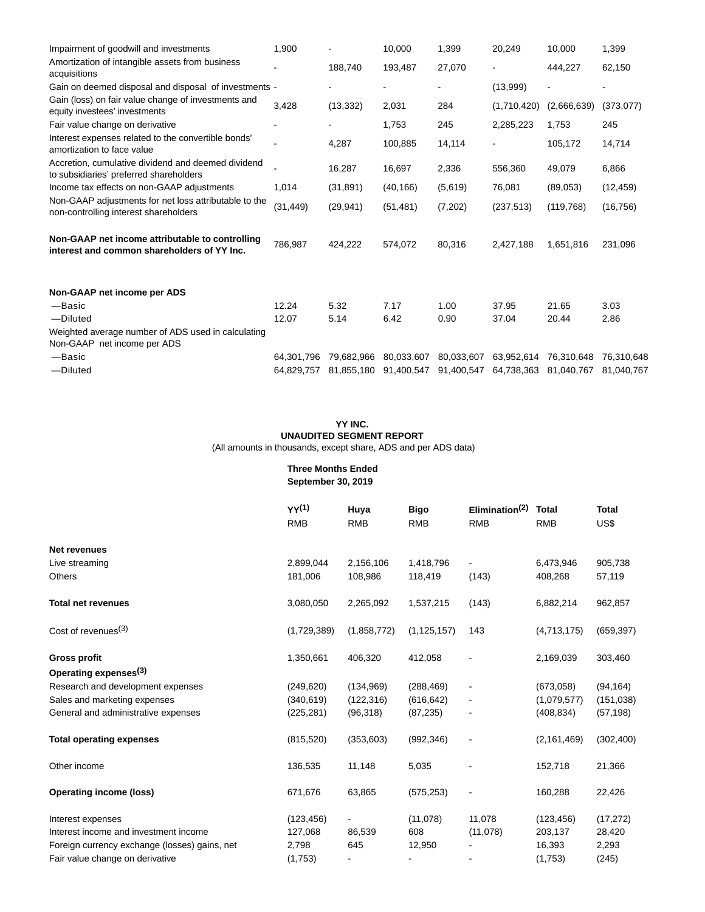| | | | | | | | |
|---|---|---|---|---|---|---|---|
| Impairment of goodwill and investments | 1,900 | - | 10,000 | 1,399 | 20,249 | 10,000 | 1,399 |
| Amortization of intangible assets from business acquisitions | - | 188,740 | 193,487 | 27,070 | - | 444,227 | 62,150 |
| Gain on deemed disposal and disposal of investments | - | - | - | - | (13,999) | - | - |
| Gain (loss) on fair value change of investments and equity investees' investments | 3,428 | (13,332) | 2,031 | 284 | (1,710,420) | (2,666,639) | (373,077) |
| Fair value change on derivative | - | - | 1,753 | 245 | 2,285,223 | 1,753 | 245 |
| Interest expenses related to the convertible bonds' amortization to face value | - | 4,287 | 100,885 | 14,114 | - | 105,172 | 14,714 |
| Accretion, cumulative dividend and deemed dividend to subsidiaries' preferred shareholders | - | 16,287 | 16,697 | 2,336 | 556,360 | 49,079 | 6,866 |
| Income tax effects on non-GAAP adjustments | 1,014 | (31,891) | (40,166) | (5,619) | 76,081 | (89,053) | (12,459) |
| Non-GAAP adjustments for net loss attributable to the non-controlling interest shareholders | (31,449) | (29,941) | (51,481) | (7,202) | (237,513) | (119,768) | (16,756) |
| **Non-GAAP net income attributable to controlling interest and common shareholders of YY Inc.** | 786,987 | 424,222 | 574,072 | 80,316 | 2,427,188 | 1,651,816 | 231,096 |
| **Non-GAAP net income per ADS** | | | | | | | |
| —Basic | 12.24 | 5.32 | 7.17 | 1.00 | 37.95 | 21.65 | 3.03 |
| —Diluted | 12.07 | 5.14 | 6.42 | 0.90 | 37.04 | 20.44 | 2.86 |
| Weighted average number of ADS used in calculating Non-GAAP net income per ADS | | | | | | | |
| —Basic | 64,301,796 | 79,682,966 | 80,033,607 | 80,033,607 | 63,952,614 | 76,310,648 | 76,310,648 |
| —Diluted | 64,829,757 | 81,855,180 | 91,400,547 | 91,400,547 | 64,738,363 | 81,040,767 | 81,040,767 |

**YY INC.**
**UNAUDITED SEGMENT REPORT**
(All amounts in thousands, except share, ADS and per ADS data)

| | Three Months Ended September 30, 2019 | | | | | |
|---|---|---|---|---|---|---|
| | YY[1] | Huya | Bigo | Elimination[2] | Total | Total |
| | RMB | RMB | RMB | RMB | RMB | US$ |
| **Net revenues** | | | | | | |
| Live streaming | 2,899,044 | 2,156,106 | 1,418,796 | - | 6,473,946 | 905,738 |
| Others | 181,006 | 108,986 | 118,419 | (143) | 408,268 | 57,119 |
| **Total net revenues** | 3,080,050 | 2,265,092 | 1,537,215 | (143) | 6,882,214 | 962,857 |
| Cost of revenues[3] | (1,729,389) | (1,858,772) | (1,125,157) | 143 | (4,713,175) | (659,397) |
| **Gross profit** | 1,350,661 | 406,320 | 412,058 | - | 2,169,039 | 303,460 |
| **Operating expenses[3]** | | | | | | |
| Research and development expenses | (249,620) | (134,969) | (288,469) | - | (673,058) | (94,164) |
| Sales and marketing expenses | (340,619) | (122,316) | (616,642) | - | (1,079,577) | (151,038) |
| General and administrative expenses | (225,281) | (96,318) | (87,235) | - | (408,834) | (57,198) |
| **Total operating expenses** | (815,520) | (353,603) | (992,346) | - | (2,161,469) | (302,400) |
| Other income | 136,535 | 11,148 | 5,035 | - | 152,718 | 21,366 |
| **Operating income (loss)** | 671,676 | 63,865 | (575,253) | - | 160,288 | 22,426 |
| Interest expenses | (123,456) | - | (11,078) | 11,078 | (123,456) | (17,272) |
| Interest income and investment income | 127,068 | 86,539 | 608 | (11,078) | 203,137 | 28,420 |
| Foreign currency exchange (losses) gains, net | 2,798 | 645 | 12,950 | - | 16,393 | 2,293 |
| Fair value change on derivative | (1,753) | - | - | - | (1,753) | (245) |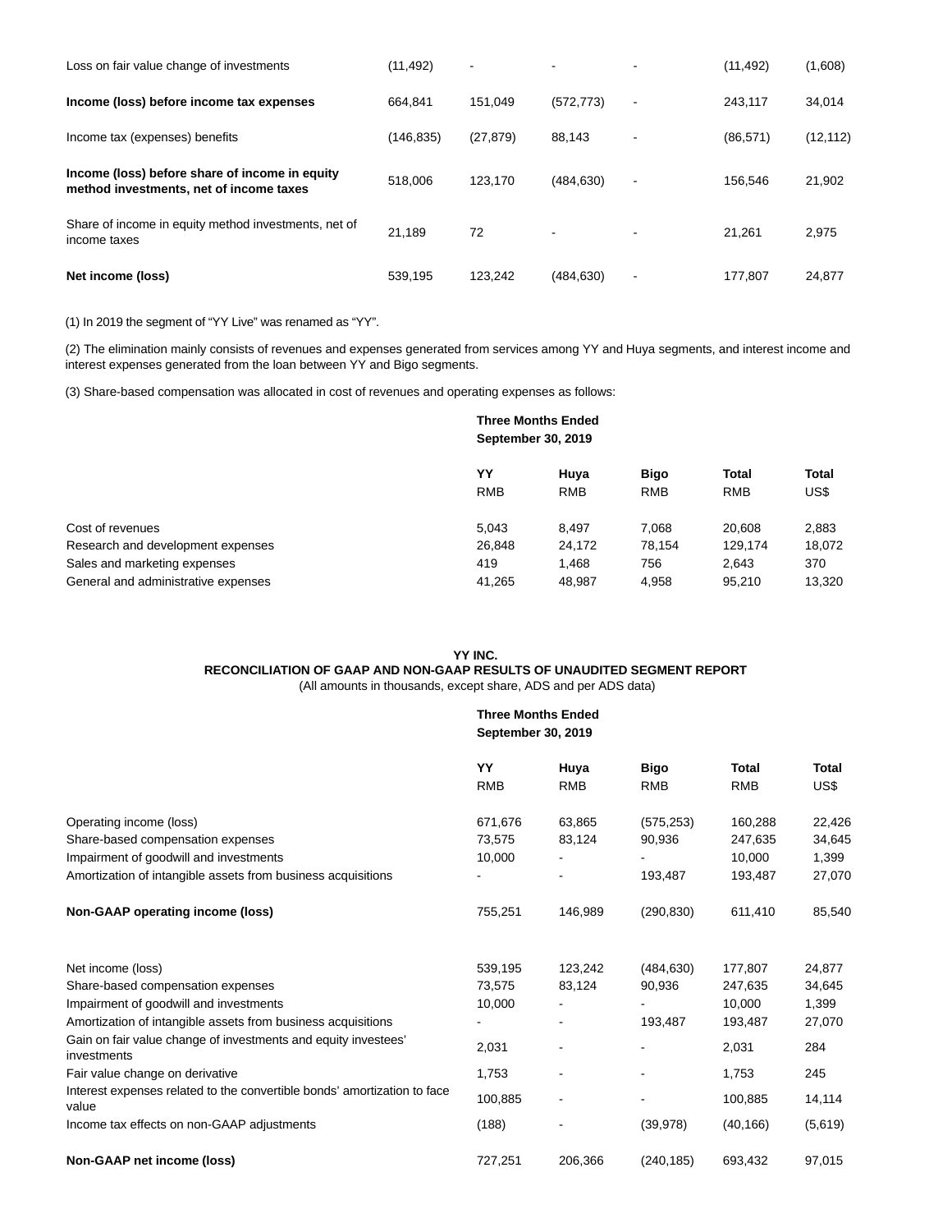| | | | | | | |
|---|---|---|---|---|---|---|
| Loss on fair value change of investments | (11,492) | - | - | - | (11,492) | (1,608) |
| **Income (loss) before income tax expenses** | 664,841 | 151,049 | (572,773) | - | 243,117 | 34,014 |
| Income tax (expenses) benefits | (146,835) | (27,879) | 88,143 | - | (86,571) | (12,112) |
| **Income (loss) before share of income in equity method investments, net of income taxes** | 518,006 | 123,170 | (484,630) | - | 156,546 | 21,902 |
| Share of income in equity method investments, net of income taxes | 21,189 | 72 | - | - | 21,261 | 2,975 |
| **Net income (loss)** | 539,195 | 123,242 | (484,630) | - | 177,807 | 24,877 |

(1) In 2019 the segment of "YY Live" was renamed as "YY".

(2) The elimination mainly consists of revenues and expenses generated from services among YY and Huya segments, and interest income and interest expenses generated from the loan between YY and Bigo segments.

(3) Share-based compensation was allocated in cost of revenues and operating expenses as follows:

| | **Three Months Ended September 30, 2019** | | | | |
|---|---|---|---|---|---|
| | **YY** RMB | **Huya** RMB | **Bigo** RMB | **Total** RMB | **Total** US$ |
| Cost of revenues | 5,043 | 8,497 | 7,068 | 20,608 | 2,883 |
| Research and development expenses | 26,848 | 24,172 | 78,154 | 129,174 | 18,072 |
| Sales and marketing expenses | 419 | 1,468 | 756 | 2,643 | 370 |
| General and administrative expenses | 41,265 | 48,987 | 4,958 | 95,210 | 13,320 |

**YY INC.**
**RECONCILIATION OF GAAP AND NON-GAAP RESULTS OF UNAUDITED SEGMENT REPORT**
(All amounts in thousands, except share, ADS and per ADS data)

| | **Three Months Ended September 30, 2019** | | | | |
|---|---|---|---|---|---|
| | **YY** RMB | **Huya** RMB | **Bigo** RMB | **Total** RMB | **Total** US$ |
| Operating income (loss) | 671,676 | 63,865 | (575,253) | 160,288 | 22,426 |
| Share-based compensation expenses | 73,575 | 83,124 | 90,936 | 247,635 | 34,645 |
| Impairment of goodwill and investments | 10,000 | - | - | 10,000 | 1,399 |
| Amortization of intangible assets from business acquisitions | - | - | 193,487 | 193,487 | 27,070 |
| **Non-GAAP operating income (loss)** | 755,251 | 146,989 | (290,830) | 611,410 | 85,540 |
| | | | | | |
| Net income (loss) | 539,195 | 123,242 | (484,630) | 177,807 | 24,877 |
| Share-based compensation expenses | 73,575 | 83,124 | 90,936 | 247,635 | 34,645 |
| Impairment of goodwill and investments | 10,000 | - | - | 10,000 | 1,399 |
| Amortization of intangible assets from business acquisitions | - | - | 193,487 | 193,487 | 27,070 |
| Gain on fair value change of investments and equity investees' investments | 2,031 | - | - | 2,031 | 284 |
| Fair value change on derivative | 1,753 | - | - | 1,753 | 245 |
| Interest expenses related to the convertible bonds' amortization to face value | 100,885 | - | - | 100,885 | 14,114 |
| Income tax effects on non-GAAP adjustments | (188) | - | (39,978) | (40,166) | (5,619) |
| **Non-GAAP net income (loss)** | 727,251 | 206,366 | (240,185) | 693,432 | 97,015 |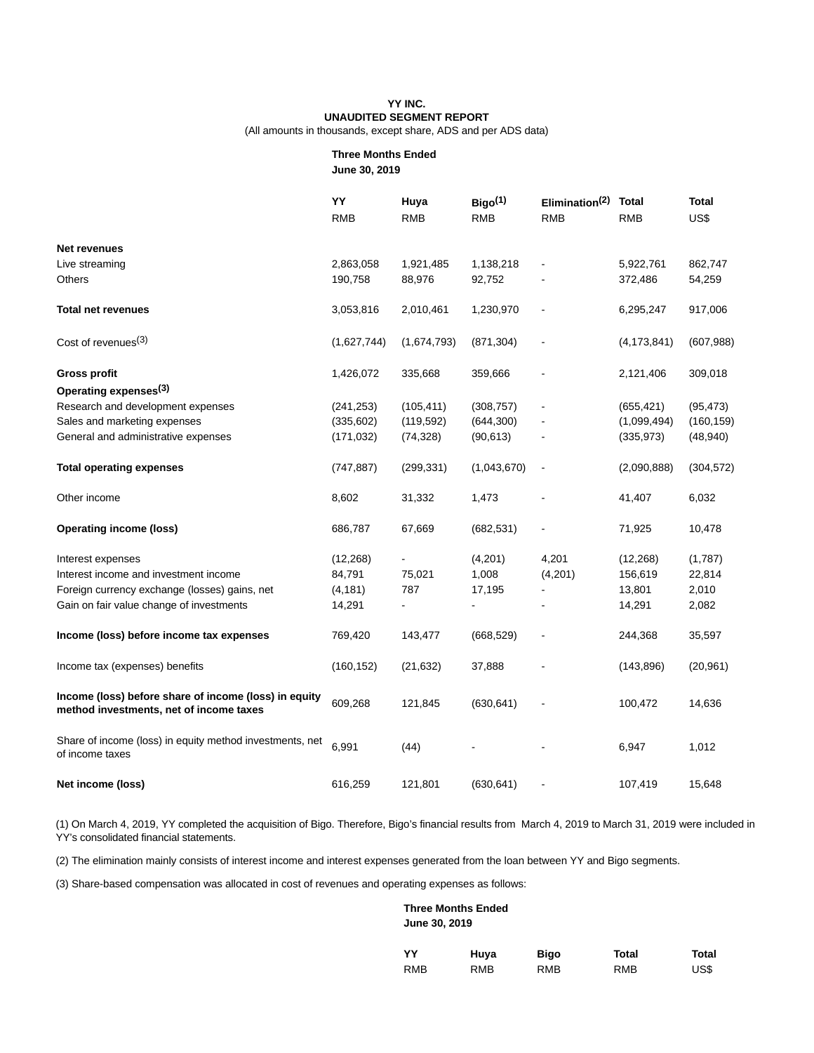**YY INC.**
**UNAUDITED SEGMENT REPORT**
(All amounts in thousands, except share, ADS and per ADS data)

| | Three Months Ended June 30, 2019 | | | | | |
|---|---|---|---|---|---|---|
| | YY | Huya | Bigo[(1)] | Elimination[(2)] | Total | Total |
| | RMB | RMB | RMB | RMB | RMB | US$ |
| **Net revenues** | | | | | | |
| Live streaming | 2,863,058 | 1,921,485 | 1,138,218 | - | 5,922,761 | 862,747 |
| Others | 190,758 | 88,976 | 92,752 | - | 372,486 | 54,259 |
| **Total net revenues** | 3,053,816 | 2,010,461 | 1,230,970 | - | 6,295,247 | 917,006 |
| Cost of revenues[(3)] | (1,627,744) | (1,674,793) | (871,304) | - | (4,173,841) | (607,988) |
| **Gross profit** | 1,426,072 | 335,668 | 359,666 | - | 2,121,406 | 309,018 |
| **Operating expenses[(3)]** | | | | | | |
| Research and development expenses | (241,253) | (105,411) | (308,757) | - | (655,421) | (95,473) |
| Sales and marketing expenses | (335,602) | (119,592) | (644,300) | - | (1,099,494) | (160,159) |
| General and administrative expenses | (171,032) | (74,328) | (90,613) | - | (335,973) | (48,940) |
| **Total operating expenses** | (747,887) | (299,331) | (1,043,670) | - | (2,090,888) | (304,572) |
| Other income | 8,602 | 31,332 | 1,473 | - | 41,407 | 6,032 |
| **Operating income (loss)** | 686,787 | 67,669 | (682,531) | - | 71,925 | 10,478 |
| Interest expenses | (12,268) | - | (4,201) | 4,201 | (12,268) | (1,787) |
| Interest income and investment income | 84,791 | 75,021 | 1,008 | (4,201) | 156,619 | 22,814 |
| Foreign currency exchange (losses) gains, net | (4,181) | 787 | 17,195 | - | 13,801 | 2,010 |
| Gain on fair value change of investments | 14,291 | - | - | - | 14,291 | 2,082 |
| **Income (loss) before income tax expenses** | 769,420 | 143,477 | (668,529) | - | 244,368 | 35,597 |
| Income tax (expenses) benefits | (160,152) | (21,632) | 37,888 | - | (143,896) | (20,961) |
| **Income (loss) before share of income (loss) in equity method investments, net of income taxes** | 609,268 | 121,845 | (630,641) | - | 100,472 | 14,636 |
| Share of income (loss) in equity method investments, net of income taxes | 6,991 | (44) | - | - | 6,947 | 1,012 |
| **Net income (loss)** | 616,259 | 121,801 | (630,641) | - | 107,419 | 15,648 |

(1) On March 4, 2019, YY completed the acquisition of Bigo. Therefore, Bigo's financial results from March 4, 2019 to March 31, 2019 were included in YY's consolidated financial statements.

(2) The elimination mainly consists of interest income and interest expenses generated from the loan between YY and Bigo segments.

(3) Share-based compensation was allocated in cost of revenues and operating expenses as follows:

| | Three Months Ended June 30, 2019 | | | | |
|---|---|---|---|---|---|
| | YY | Huya | Bigo | Total | Total |
| | RMB | RMB | RMB | RMB | US$ |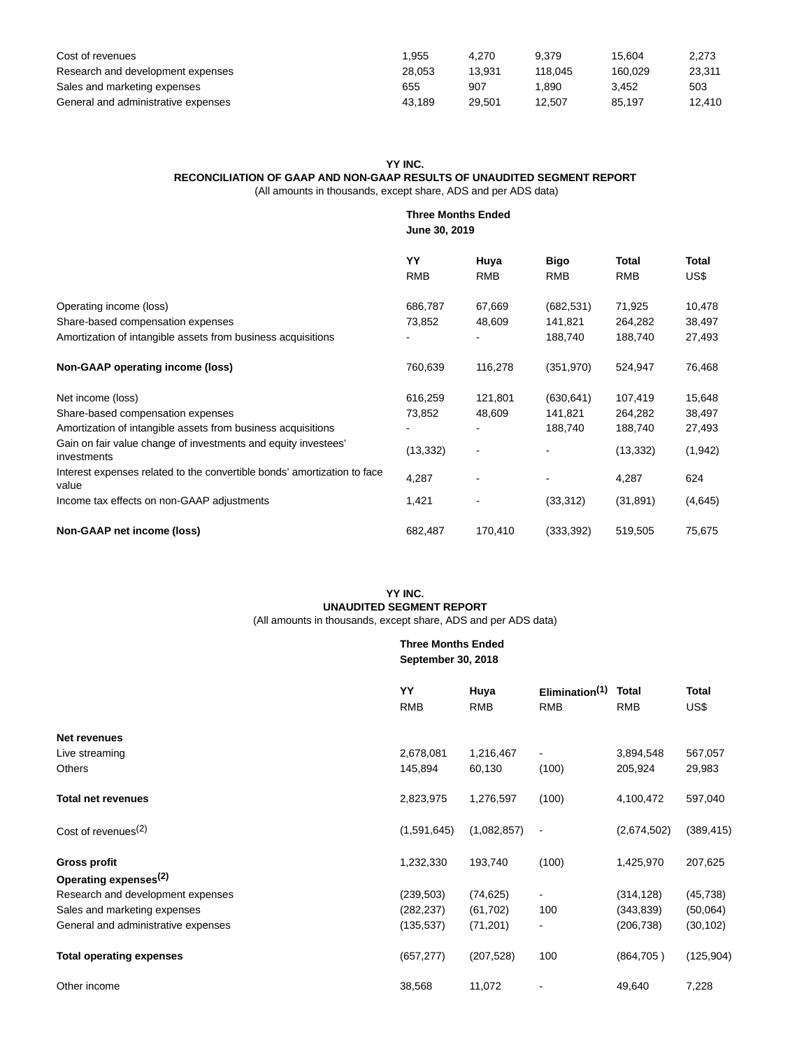| | | | | | |
|---|---|---|---|---|---|
| Cost of revenues | 1,955 | 4,270 | 9,379 | 15,604 | 2,273 |
| Research and development expenses | 28,053 | 13,931 | 118,045 | 160,029 | 23,311 |
| Sales and marketing expenses | 655 | 907 | 1,890 | 3,452 | 503 |
| General and administrative expenses | 43,189 | 29,501 | 12,507 | 85,197 | 12,410 |

**YY INC.**

**RECONCILIATION OF GAAP AND NON-GAAP RESULTS OF UNAUDITED SEGMENT REPORT**

(All amounts in thousands, except share, ADS and per ADS data)

| | Three Months Ended June 30, 2019 | | | | |
|---|---|---|---|---|---|
| | YY | Huya | Bigo | Total | Total |
| | RMB | RMB | RMB | RMB | US$ |
| Operating income (loss) | 686,787 | 67,669 | (682,531) | 71,925 | 10,478 |
| Share-based compensation expenses | 73,852 | 48,609 | 141,821 | 264,282 | 38,497 |
| Amortization of intangible assets from business acquisitions | - | - | 188,740 | 188,740 | 27,493 |
| **Non-GAAP operating income (loss)** | 760,639 | 116,278 | (351,970) | 524,947 | 76,468 |
| Net income (loss) | 616,259 | 121,801 | (630,641) | 107,419 | 15,648 |
| Share-based compensation expenses | 73,852 | 48,609 | 141,821 | 264,282 | 38,497 |
| Amortization of intangible assets from business acquisitions | - | - | 188,740 | 188,740 | 27,493 |
| Gain on fair value change of investments and equity investees' investments | (13,332) | - | - | (13,332) | (1,942) |
| Interest expenses related to the convertible bonds' amortization to face value | 4,287 | - | - | 4,287 | 624 |
| Income tax effects on non-GAAP adjustments | 1,421 | - | (33,312) | (31,891) | (4,645) |
| **Non-GAAP net income (loss)** | 682,487 | 170,410 | (333,392) | 519,505 | 75,675 |

**YY INC.**

**UNAUDITED SEGMENT REPORT**

(All amounts in thousands, except share, ADS and per ADS data)

| | Three Months Ended September 30, 2018 | | | | |
|---|---|---|---|---|---|
| | YY | Huya | Elimination[(1)] | Total | Total |
| | RMB | RMB | RMB | RMB | US$ |
| **Net revenues** | | | | | |
| Live streaming | 2,678,081 | 1,216,467 | - | 3,894,548 | 567,057 |
| Others | 145,894 | 60,130 | (100) | 205,924 | 29,983 |
| **Total net revenues** | 2,823,975 | 1,276,597 | (100) | 4,100,472 | 597,040 |
| Cost of revenues[(2)] | (1,591,645) | (1,082,857) | - | (2,674,502) | (389,415) |
| **Gross profit** | 1,232,330 | 193,740 | (100) | 1,425,970 | 207,625 |
| **Operating expenses[(2)]** | | | | | |
| Research and development expenses | (239,503) | (74,625) | - | (314,128) | (45,738) |
| Sales and marketing expenses | (282,237) | (61,702) | 100 | (343,839) | (50,064) |
| General and administrative expenses | (135,537) | (71,201) | - | (206,738) | (30,102) |
| **Total operating expenses** | (657,277) | (207,528) | 100 | (864,705 ) | (125,904) |
| Other income | 38,568 | 11,072 | - | 49,640 | 7,228 |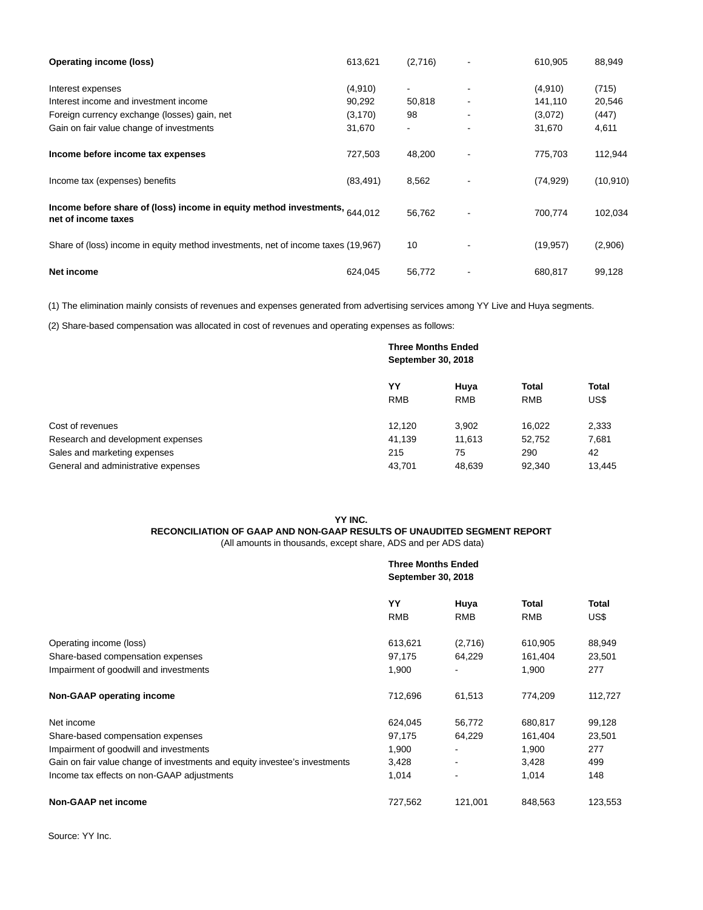| | | | | | |
|---|---|---|---|---|---|
| **Operating income (loss)** | 613,621 | (2,716) | - | 610,905 | 88,949 |
| Interest expenses | (4,910) | - | - | (4,910) | (715) |
| Interest income and investment income | 90,292 | 50,818 | - | 141,110 | 20,546 |
| Foreign currency exchange (losses) gain, net | (3,170) | 98 | - | (3,072) | (447) |
| Gain on fair value change of investments | 31,670 | - | - | 31,670 | 4,611 |
| **Income before income tax expenses** | 727,503 | 48,200 | - | 775,703 | 112,944 |
| Income tax (expenses) benefits | (83,491) | 8,562 | - | (74,929) | (10,910) |
| **Income before share of (loss) income in equity method investments, net of income taxes** | 644,012 | 56,762 | - | 700,774 | 102,034 |
| Share of (loss) income in equity method investments, net of income taxes | (19,967) | 10 | - | (19,957) | (2,906) |
| **Net income** | 624,045 | 56,772 | - | 680,817 | 99,128 |

(1) The elimination mainly consists of revenues and expenses generated from advertising services among YY Live and Huya segments.

(2) Share-based compensation was allocated in cost of revenues and operating expenses as follows:

| | **Three Months Ended September 30, 2018** | | | |
|---|---|---|---|---|
| | **YY** RMB | **Huya** RMB | **Total** RMB | **Total** US$ |
| Cost of revenues | 12,120 | 3,902 | 16,022 | 2,333 |
| Research and development expenses | 41,139 | 11,613 | 52,752 | 7,681 |
| Sales and marketing expenses | 215 | 75 | 290 | 42 |
| General and administrative expenses | 43,701 | 48,639 | 92,340 | 13,445 |

**YY INC.**
**RECONCILIATION OF GAAP AND NON-GAAP RESULTS OF UNAUDITED SEGMENT REPORT**
(All amounts in thousands, except share, ADS and per ADS data)

| | **Three Months Ended September 30, 2018** | | | |
|---|---|---|---|---|
| | **YY** RMB | **Huya** RMB | **Total** RMB | **Total** US$ |
| Operating income (loss) | 613,621 | (2,716) | 610,905 | 88,949 |
| Share-based compensation expenses | 97,175 | 64,229 | 161,404 | 23,501 |
| Impairment of goodwill and investments | 1,900 | - | 1,900 | 277 |
| **Non-GAAP operating income** | 712,696 | 61,513 | 774,209 | 112,727 |
| Net income | 624,045 | 56,772 | 680,817 | 99,128 |
| Share-based compensation expenses | 97,175 | 64,229 | 161,404 | 23,501 |
| Impairment of goodwill and investments | 1,900 | - | 1,900 | 277 |
| Gain on fair value change of investments and equity investee's investments | 3,428 | - | 3,428 | 499 |
| Income tax effects on non-GAAP adjustments | 1,014 | - | 1,014 | 148 |
| **Non-GAAP net income** | 727,562 | 121,001 | 848,563 | 123,553 |

Source: YY Inc.